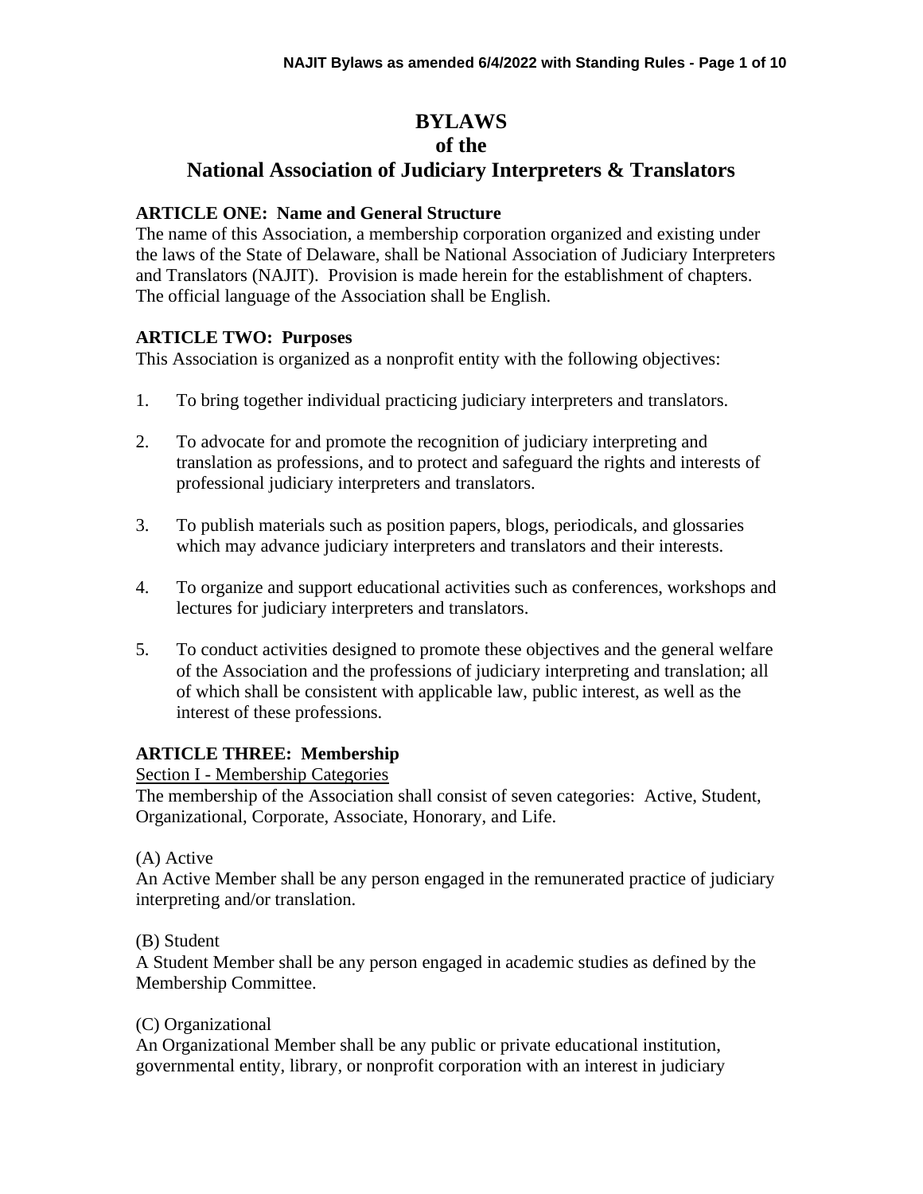# BYLAWS
# of the
# National Association of Judiciary Interpreters & Translators

## ARTICLE ONE: Name and General Structure

The name of this Association, a membership corporation organized and existing under the laws of the State of Delaware, shall be National Association of Judiciary Interpreters and Translators (NAJIT). Provision is made herein for the establishment of chapters. The official language of the Association shall be English.

## ARTICLE TWO: Purposes

This Association is organized as a nonprofit entity with the following objectives:

1. To bring together individual practicing judiciary interpreters and translators.

2. To advocate for and promote the recognition of judiciary interpreting and translation as professions, and to protect and safeguard the rights and interests of professional judiciary interpreters and translators.

3. To publish materials such as position papers, blogs, periodicals, and glossaries which may advance judiciary interpreters and translators and their interests.

4. To organize and support educational activities such as conferences, workshops and lectures for judiciary interpreters and translators.

5. To conduct activities designed to promote these objectives and the general welfare of the Association and the professions of judiciary interpreting and translation; all of which shall be consistent with applicable law, public interest, as well as the interest of these professions.

## ARTICLE THREE: Membership

Section I - Membership Categories

The membership of the Association shall consist of seven categories: Active, Student, Organizational, Corporate, Associate, Honorary, and Life.

(A) Active

An Active Member shall be any person engaged in the remunerated practice of judiciary interpreting and/or translation.

(B) Student

A Student Member shall be any person engaged in academic studies as defined by the Membership Committee.

(C) Organizational

An Organizational Member shall be any public or private educational institution, governmental entity, library, or nonprofit corporation with an interest in judiciary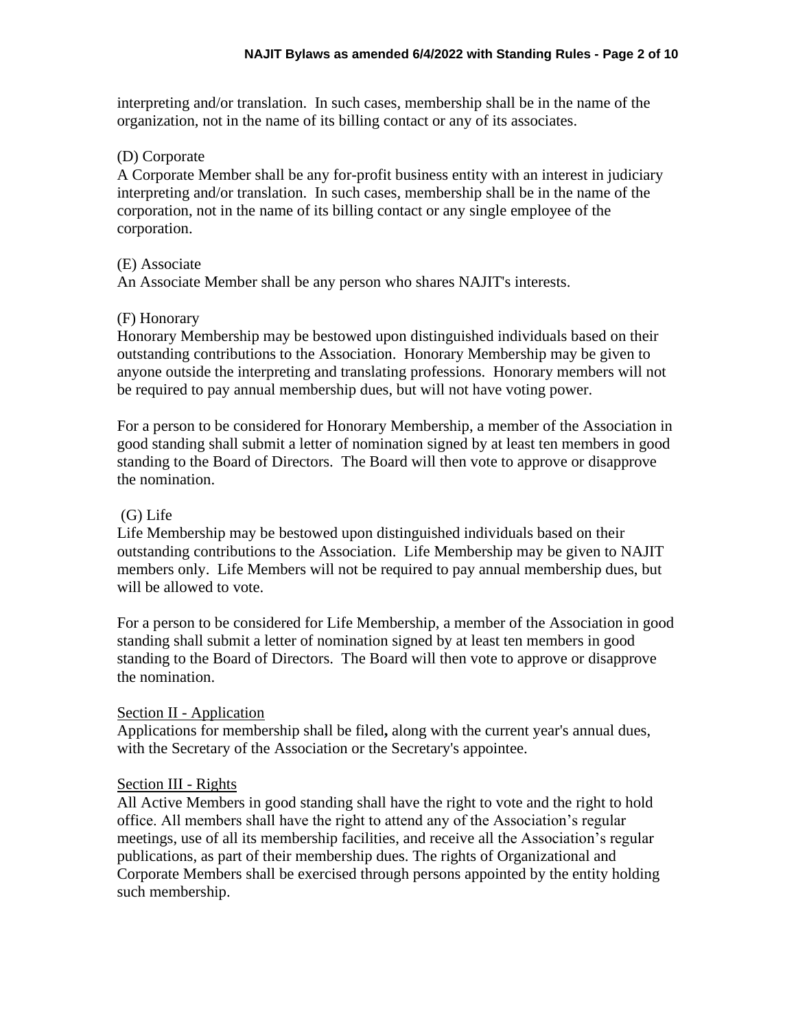interpreting and/or translation. In such cases, membership shall be in the name of the organization, not in the name of its billing contact or any of its associates.

(D) Corporate

A Corporate Member shall be any for-profit business entity with an interest in judiciary interpreting and/or translation. In such cases, membership shall be in the name of the corporation, not in the name of its billing contact or any single employee of the corporation.

(E) Associate

An Associate Member shall be any person who shares NAJIT's interests.

(F) Honorary

Honorary Membership may be bestowed upon distinguished individuals based on their outstanding contributions to the Association. Honorary Membership may be given to anyone outside the interpreting and translating professions. Honorary members will not be required to pay annual membership dues, but will not have voting power.

For a person to be considered for Honorary Membership, a member of the Association in good standing shall submit a letter of nomination signed by at least ten members in good standing to the Board of Directors. The Board will then vote to approve or disapprove the nomination.

(G) Life

Life Membership may be bestowed upon distinguished individuals based on their outstanding contributions to the Association. Life Membership may be given to NAJIT members only. Life Members will not be required to pay annual membership dues, but will be allowed to vote.

For a person to be considered for Life Membership, a member of the Association in good standing shall submit a letter of nomination signed by at least ten members in good standing to the Board of Directors. The Board will then vote to approve or disapprove the nomination.

Section II - Application

Applications for membership shall be filed**,** along with the current year's annual dues, with the Secretary of the Association or the Secretary's appointee.

Section III - Rights

All Active Members in good standing shall have the right to vote and the right to hold office. All members shall have the right to attend any of the Association's regular meetings, use of all its membership facilities, and receive all the Association's regular publications, as part of their membership dues. The rights of Organizational and Corporate Members shall be exercised through persons appointed by the entity holding such membership.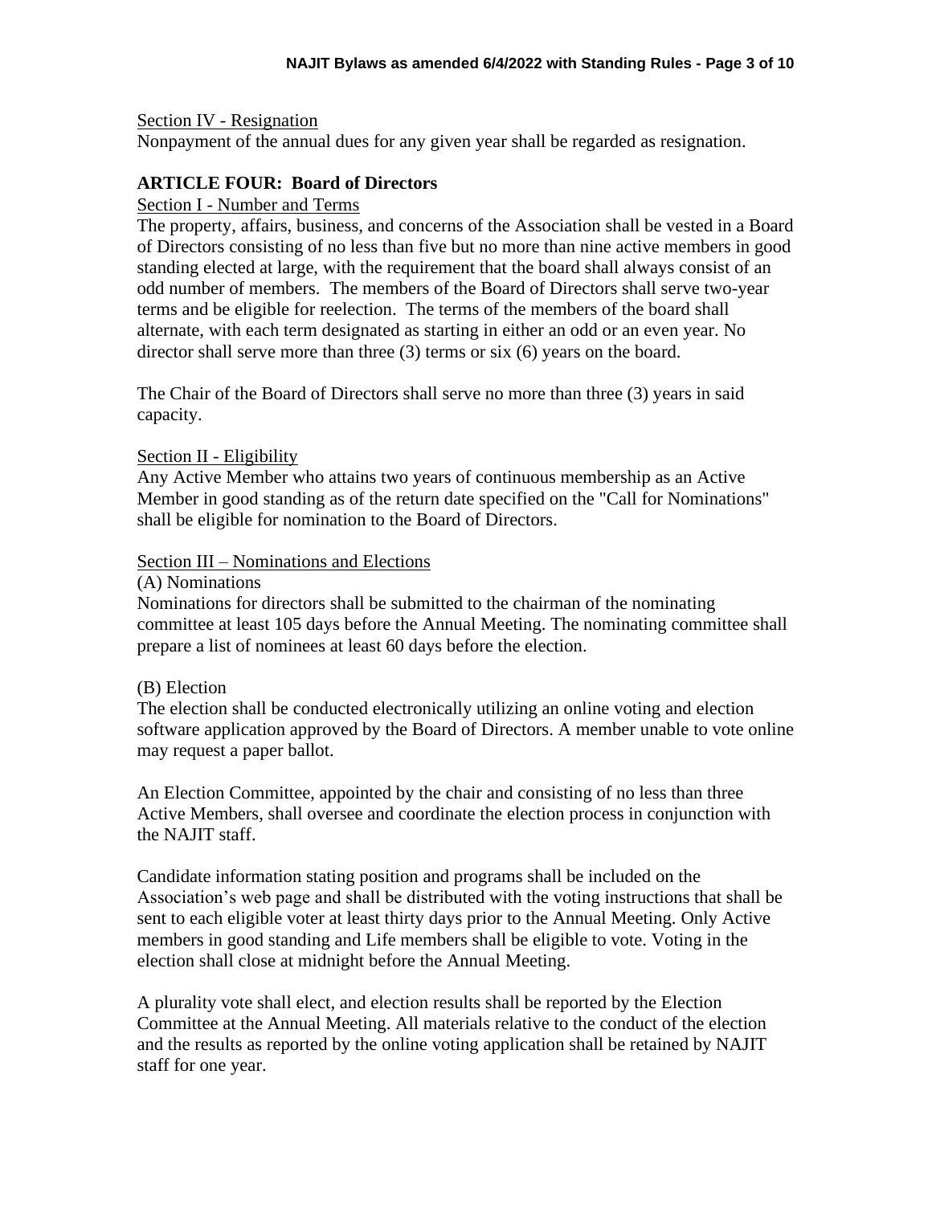Section IV - Resignation

Nonpayment of the annual dues for any given year shall be regarded as resignation.

## ARTICLE FOUR: Board of Directors

Section I - Number and Terms

The property, affairs, business, and concerns of the Association shall be vested in a Board of Directors consisting of no less than five but no more than nine active members in good standing elected at large, with the requirement that the board shall always consist of an odd number of members. The members of the Board of Directors shall serve two-year terms and be eligible for reelection. The terms of the members of the board shall alternate, with each term designated as starting in either an odd or an even year. No director shall serve more than three (3) terms or six (6) years on the board.

The Chair of the Board of Directors shall serve no more than three (3) years in said capacity.

Section II - Eligibility

Any Active Member who attains two years of continuous membership as an Active Member in good standing as of the return date specified on the "Call for Nominations" shall be eligible for nomination to the Board of Directors.

Section III – Nominations and Elections

(A) Nominations

Nominations for directors shall be submitted to the chairman of the nominating committee at least 105 days before the Annual Meeting. The nominating committee shall prepare a list of nominees at least 60 days before the election.

(B) Election

The election shall be conducted electronically utilizing an online voting and election software application approved by the Board of Directors. A member unable to vote online may request a paper ballot.

An Election Committee, appointed by the chair and consisting of no less than three Active Members, shall oversee and coordinate the election process in conjunction with the NAJIT staff.

Candidate information stating position and programs shall be included on the Association's web page and shall be distributed with the voting instructions that shall be sent to each eligible voter at least thirty days prior to the Annual Meeting. Only Active members in good standing and Life members shall be eligible to vote. Voting in the election shall close at midnight before the Annual Meeting.

A plurality vote shall elect, and election results shall be reported by the Election Committee at the Annual Meeting. All materials relative to the conduct of the election and the results as reported by the online voting application shall be retained by NAJIT staff for one year.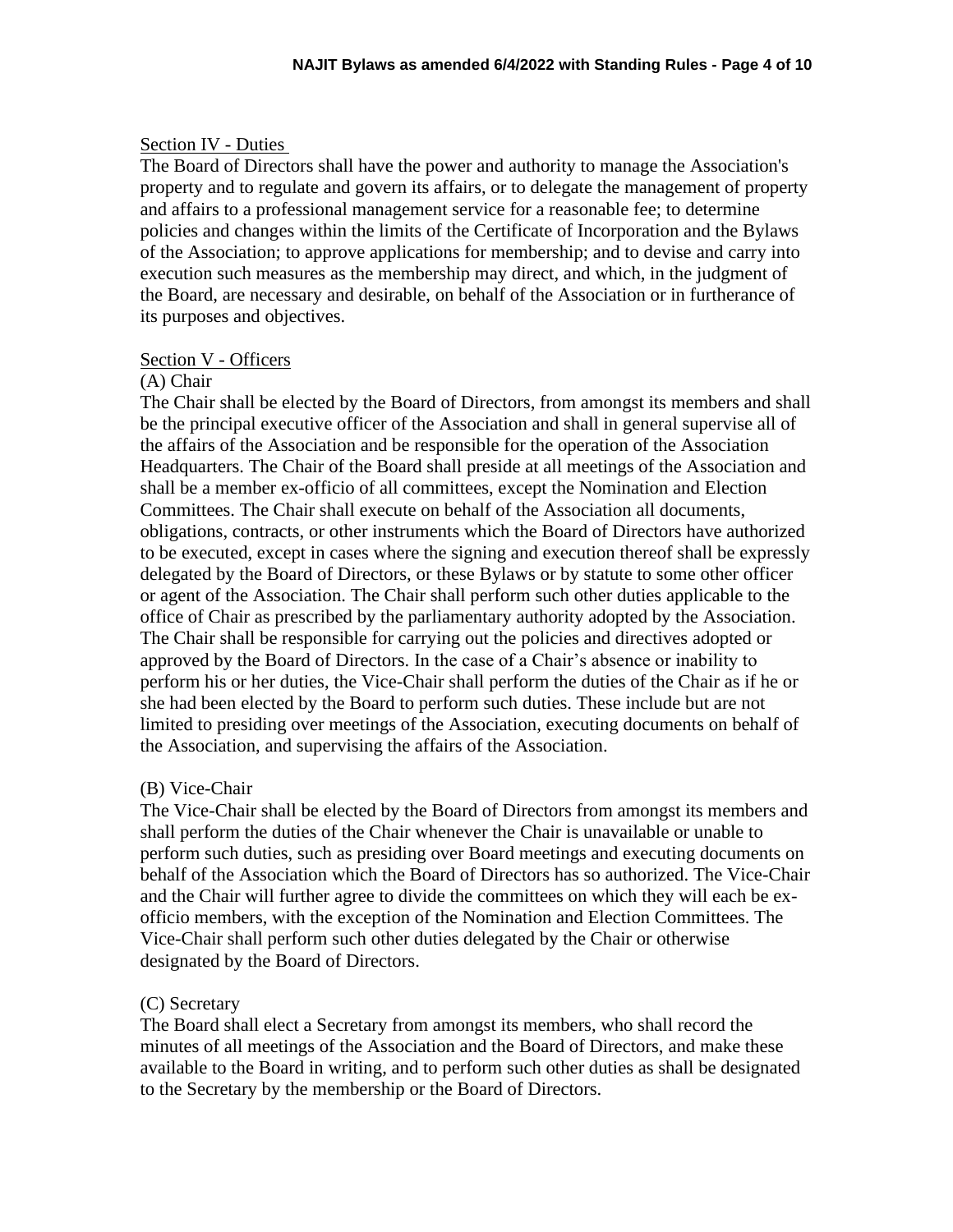## Section IV - Duties

The Board of Directors shall have the power and authority to manage the Association's property and to regulate and govern its affairs, or to delegate the management of property and affairs to a professional management service for a reasonable fee; to determine policies and changes within the limits of the Certificate of Incorporation and the Bylaws of the Association; to approve applications for membership; and to devise and carry into execution such measures as the membership may direct, and which, in the judgment of the Board, are necessary and desirable, on behalf of the Association or in furtherance of its purposes and objectives.

## Section V - Officers

### (A) Chair

The Chair shall be elected by the Board of Directors, from amongst its members and shall be the principal executive officer of the Association and shall in general supervise all of the affairs of the Association and be responsible for the operation of the Association Headquarters. The Chair of the Board shall preside at all meetings of the Association and shall be a member ex-officio of all committees, except the Nomination and Election Committees. The Chair shall execute on behalf of the Association all documents, obligations, contracts, or other instruments which the Board of Directors have authorized to be executed, except in cases where the signing and execution thereof shall be expressly delegated by the Board of Directors, or these Bylaws or by statute to some other officer or agent of the Association. The Chair shall perform such other duties applicable to the office of Chair as prescribed by the parliamentary authority adopted by the Association. The Chair shall be responsible for carrying out the policies and directives adopted or approved by the Board of Directors. In the case of a Chair's absence or inability to perform his or her duties, the Vice-Chair shall perform the duties of the Chair as if he or she had been elected by the Board to perform such duties. These include but are not limited to presiding over meetings of the Association, executing documents on behalf of the Association, and supervising the affairs of the Association.

### (B) Vice-Chair

The Vice-Chair shall be elected by the Board of Directors from amongst its members and shall perform the duties of the Chair whenever the Chair is unavailable or unable to perform such duties, such as presiding over Board meetings and executing documents on behalf of the Association which the Board of Directors has so authorized. The Vice-Chair and the Chair will further agree to divide the committees on which they will each be ex-officio members, with the exception of the Nomination and Election Committees. The Vice-Chair shall perform such other duties delegated by the Chair or otherwise designated by the Board of Directors.

### (C) Secretary

The Board shall elect a Secretary from amongst its members, who shall record the minutes of all meetings of the Association and the Board of Directors, and make these available to the Board in writing, and to perform such other duties as shall be designated to the Secretary by the membership or the Board of Directors.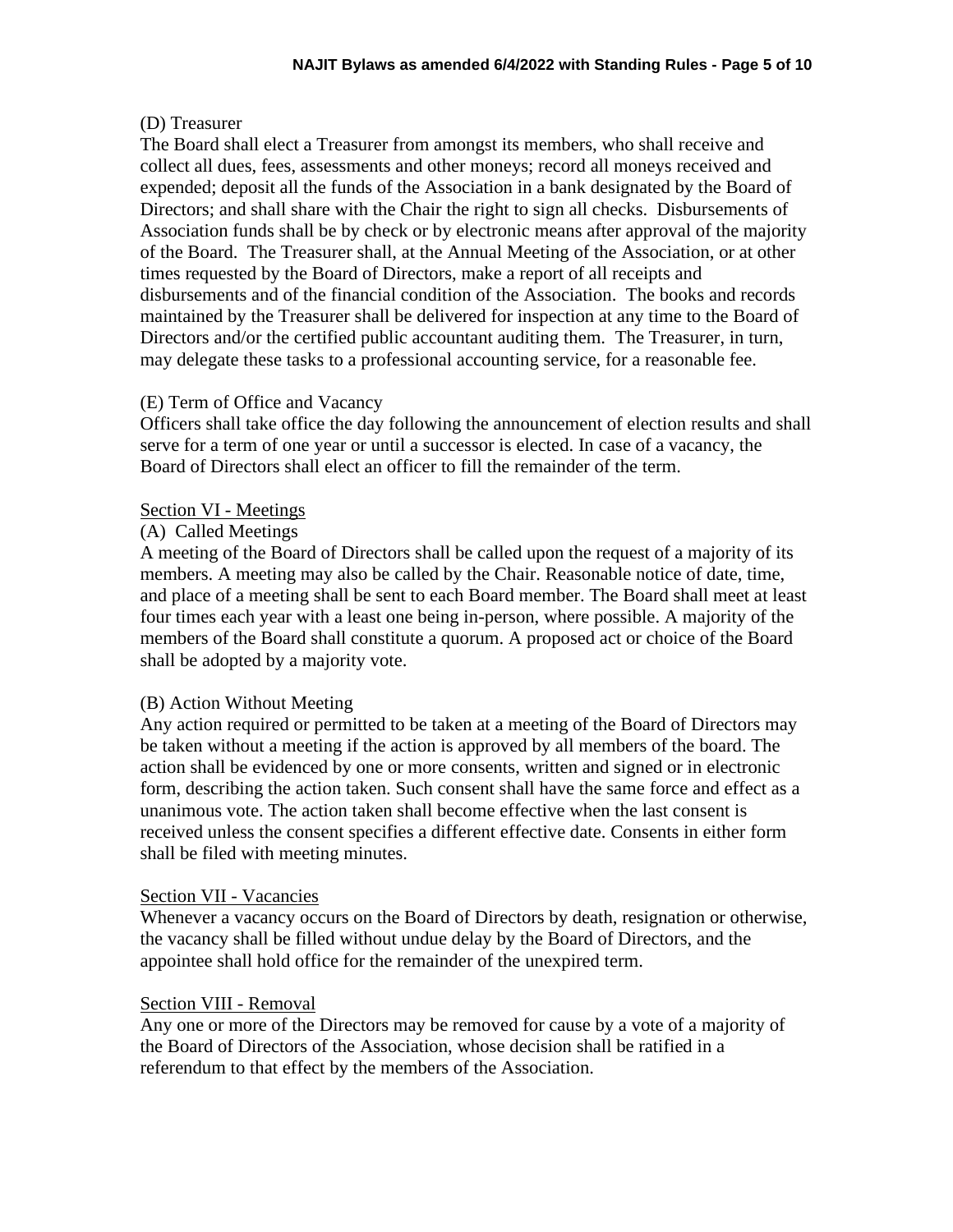(D) Treasurer

The Board shall elect a Treasurer from amongst its members, who shall receive and collect all dues, fees, assessments and other moneys; record all moneys received and expended; deposit all the funds of the Association in a bank designated by the Board of Directors; and shall share with the Chair the right to sign all checks. Disbursements of Association funds shall be by check or by electronic means after approval of the majority of the Board. The Treasurer shall, at the Annual Meeting of the Association, or at other times requested by the Board of Directors, make a report of all receipts and disbursements and of the financial condition of the Association. The books and records maintained by the Treasurer shall be delivered for inspection at any time to the Board of Directors and/or the certified public accountant auditing them. The Treasurer, in turn, may delegate these tasks to a professional accounting service, for a reasonable fee.

(E) Term of Office and Vacancy

Officers shall take office the day following the announcement of election results and shall serve for a term of one year or until a successor is elected. In case of a vacancy, the Board of Directors shall elect an officer to fill the remainder of the term.

## Section VI - Meetings

(A) Called Meetings

A meeting of the Board of Directors shall be called upon the request of a majority of its members. A meeting may also be called by the Chair. Reasonable notice of date, time, and place of a meeting shall be sent to each Board member. The Board shall meet at least four times each year with a least one being in-person, where possible. A majority of the members of the Board shall constitute a quorum. A proposed act or choice of the Board shall be adopted by a majority vote.

(B) Action Without Meeting

Any action required or permitted to be taken at a meeting of the Board of Directors may be taken without a meeting if the action is approved by all members of the board. The action shall be evidenced by one or more consents, written and signed or in electronic form, describing the action taken. Such consent shall have the same force and effect as a unanimous vote. The action taken shall become effective when the last consent is received unless the consent specifies a different effective date. Consents in either form shall be filed with meeting minutes.

## Section VII - Vacancies

Whenever a vacancy occurs on the Board of Directors by death, resignation or otherwise, the vacancy shall be filled without undue delay by the Board of Directors, and the appointee shall hold office for the remainder of the unexpired term.

## Section VIII - Removal

Any one or more of the Directors may be removed for cause by a vote of a majority of the Board of Directors of the Association, whose decision shall be ratified in a referendum to that effect by the members of the Association.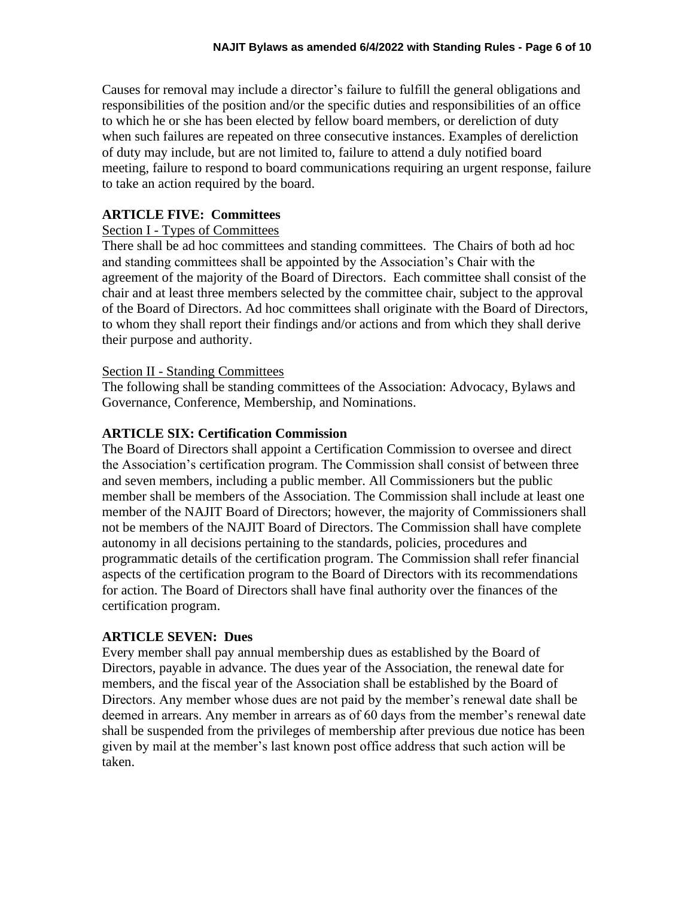Causes for removal may include a director's failure to fulfill the general obligations and responsibilities of the position and/or the specific duties and responsibilities of an office to which he or she has been elected by fellow board members, or dereliction of duty when such failures are repeated on three consecutive instances. Examples of dereliction of duty may include, but are not limited to, failure to attend a duly notified board meeting, failure to respond to board communications requiring an urgent response, failure to take an action required by the board.

## ARTICLE FIVE: Committees

### Section I - Types of Committees

There shall be ad hoc committees and standing committees. The Chairs of both ad hoc and standing committees shall be appointed by the Association's Chair with the agreement of the majority of the Board of Directors. Each committee shall consist of the chair and at least three members selected by the committee chair, subject to the approval of the Board of Directors. Ad hoc committees shall originate with the Board of Directors, to whom they shall report their findings and/or actions and from which they shall derive their purpose and authority.

### Section II - Standing Committees

The following shall be standing committees of the Association: Advocacy, Bylaws and Governance, Conference, Membership, and Nominations.

## ARTICLE SIX: Certification Commission

The Board of Directors shall appoint a Certification Commission to oversee and direct the Association's certification program. The Commission shall consist of between three and seven members, including a public member. All Commissioners but the public member shall be members of the Association. The Commission shall include at least one member of the NAJIT Board of Directors; however, the majority of Commissioners shall not be members of the NAJIT Board of Directors. The Commission shall have complete autonomy in all decisions pertaining to the standards, policies, procedures and programmatic details of the certification program. The Commission shall refer financial aspects of the certification program to the Board of Directors with its recommendations for action. The Board of Directors shall have final authority over the finances of the certification program.

## ARTICLE SEVEN: Dues

Every member shall pay annual membership dues as established by the Board of Directors, payable in advance. The dues year of the Association, the renewal date for members, and the fiscal year of the Association shall be established by the Board of Directors. Any member whose dues are not paid by the member's renewal date shall be deemed in arrears. Any member in arrears as of 60 days from the member's renewal date shall be suspended from the privileges of membership after previous due notice has been given by mail at the member's last known post office address that such action will be taken.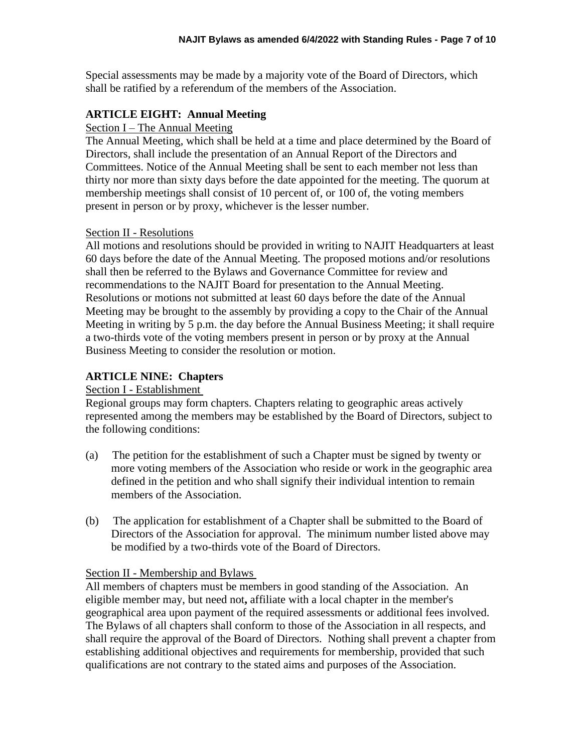Special assessments may be made by a majority vote of the Board of Directors, which shall be ratified by a referendum of the members of the Association.

## ARTICLE EIGHT: Annual Meeting

Section I – The Annual Meeting

The Annual Meeting, which shall be held at a time and place determined by the Board of Directors, shall include the presentation of an Annual Report of the Directors and Committees. Notice of the Annual Meeting shall be sent to each member not less than thirty nor more than sixty days before the date appointed for the meeting. The quorum at membership meetings shall consist of 10 percent of, or 100 of, the voting members present in person or by proxy, whichever is the lesser number.

Section II - Resolutions

All motions and resolutions should be provided in writing to NAJIT Headquarters at least 60 days before the date of the Annual Meeting. The proposed motions and/or resolutions shall then be referred to the Bylaws and Governance Committee for review and recommendations to the NAJIT Board for presentation to the Annual Meeting. Resolutions or motions not submitted at least 60 days before the date of the Annual Meeting may be brought to the assembly by providing a copy to the Chair of the Annual Meeting in writing by 5 p.m. the day before the Annual Business Meeting; it shall require a two-thirds vote of the voting members present in person or by proxy at the Annual Business Meeting to consider the resolution or motion.

## ARTICLE NINE: Chapters

Section I - Establishment

Regional groups may form chapters. Chapters relating to geographic areas actively represented among the members may be established by the Board of Directors, subject to the following conditions:

(a) The petition for the establishment of such a Chapter must be signed by twenty or more voting members of the Association who reside or work in the geographic area defined in the petition and who shall signify their individual intention to remain members of the Association.

(b) The application for establishment of a Chapter shall be submitted to the Board of Directors of the Association for approval. The minimum number listed above may be modified by a two-thirds vote of the Board of Directors.

Section II - Membership and Bylaws

All members of chapters must be members in good standing of the Association. An eligible member may, but need not**,** affiliate with a local chapter in the member's geographical area upon payment of the required assessments or additional fees involved. The Bylaws of all chapters shall conform to those of the Association in all respects, and shall require the approval of the Board of Directors. Nothing shall prevent a chapter from establishing additional objectives and requirements for membership, provided that such qualifications are not contrary to the stated aims and purposes of the Association.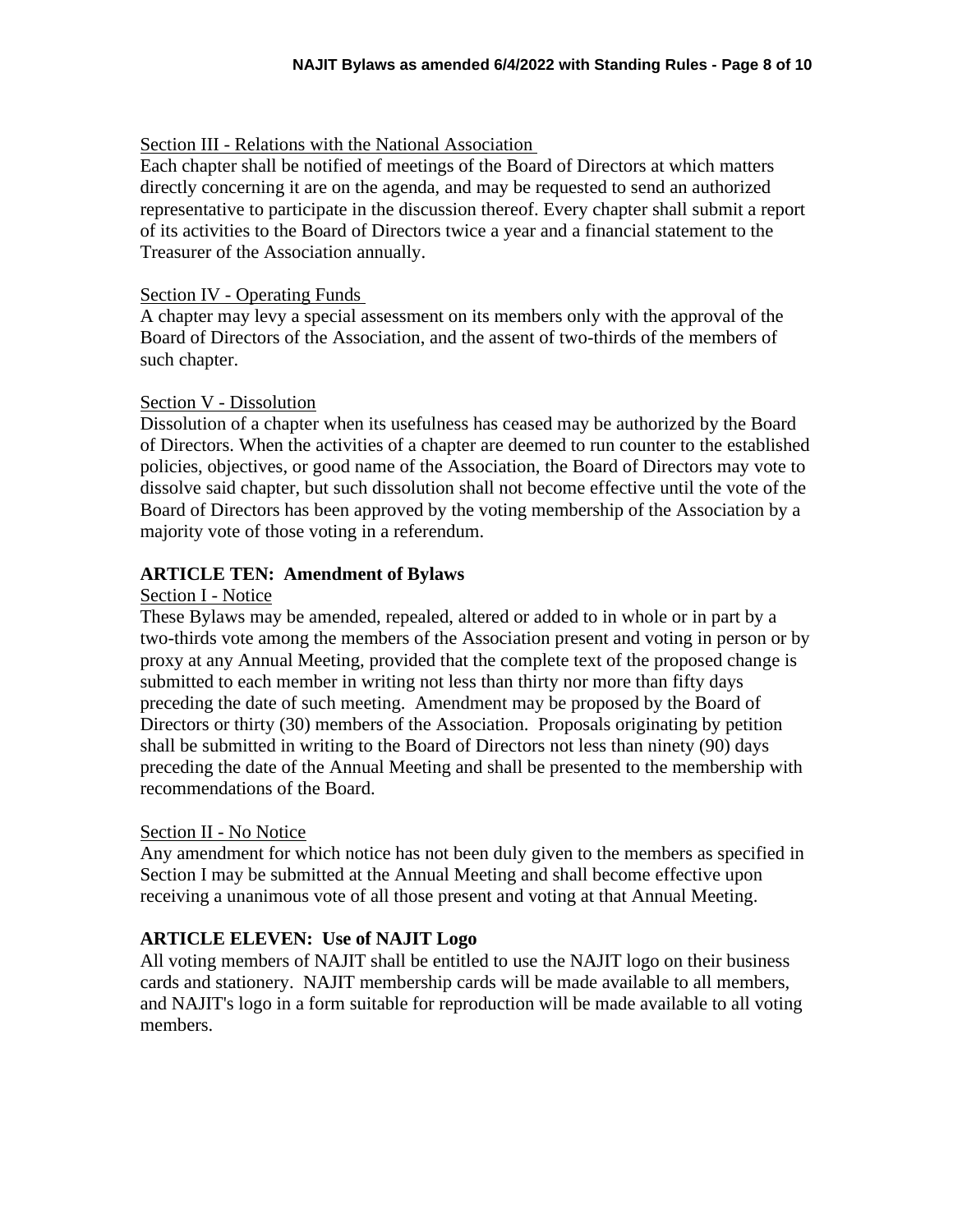Section III - Relations with the National Association

Each chapter shall be notified of meetings of the Board of Directors at which matters directly concerning it are on the agenda, and may be requested to send an authorized representative to participate in the discussion thereof. Every chapter shall submit a report of its activities to the Board of Directors twice a year and a financial statement to the Treasurer of the Association annually.

Section IV - Operating Funds

A chapter may levy a special assessment on its members only with the approval of the Board of Directors of the Association, and the assent of two-thirds of the members of such chapter.

Section V - Dissolution

Dissolution of a chapter when its usefulness has ceased may be authorized by the Board of Directors. When the activities of a chapter are deemed to run counter to the established policies, objectives, or good name of the Association, the Board of Directors may vote to dissolve said chapter, but such dissolution shall not become effective until the vote of the Board of Directors has been approved by the voting membership of the Association by a majority vote of those voting in a referendum.

## ARTICLE TEN: Amendment of Bylaws

Section I - Notice

These Bylaws may be amended, repealed, altered or added to in whole or in part by a two-thirds vote among the members of the Association present and voting in person or by proxy at any Annual Meeting, provided that the complete text of the proposed change is submitted to each member in writing not less than thirty nor more than fifty days preceding the date of such meeting. Amendment may be proposed by the Board of Directors or thirty (30) members of the Association. Proposals originating by petition shall be submitted in writing to the Board of Directors not less than ninety (90) days preceding the date of the Annual Meeting and shall be presented to the membership with recommendations of the Board.

Section II - No Notice

Any amendment for which notice has not been duly given to the members as specified in Section I may be submitted at the Annual Meeting and shall become effective upon receiving a unanimous vote of all those present and voting at that Annual Meeting.

## ARTICLE ELEVEN: Use of NAJIT Logo

All voting members of NAJIT shall be entitled to use the NAJIT logo on their business cards and stationery. NAJIT membership cards will be made available to all members, and NAJIT's logo in a form suitable for reproduction will be made available to all voting members.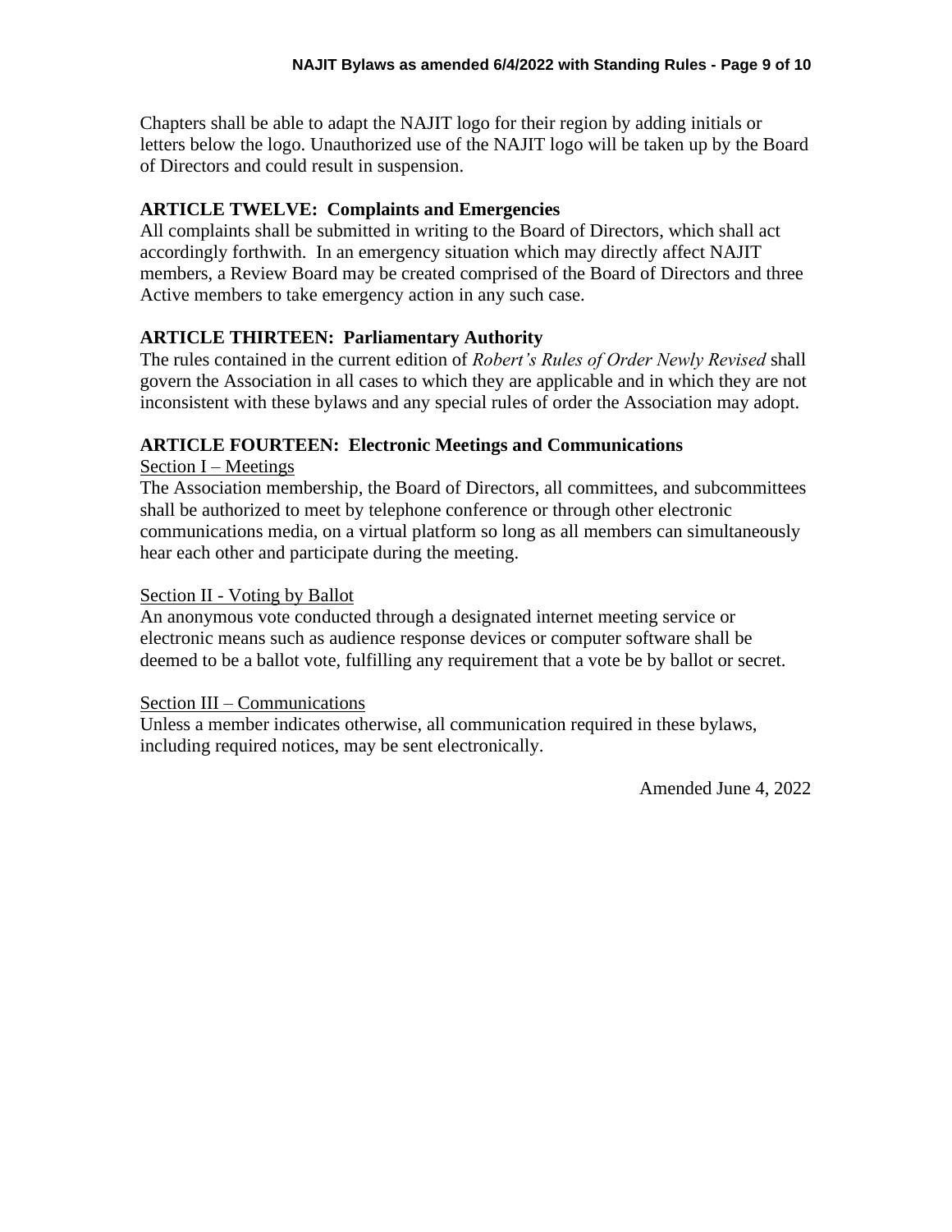Chapters shall be able to adapt the NAJIT logo for their region by adding initials or letters below the logo. Unauthorized use of the NAJIT logo will be taken up by the Board of Directors and could result in suspension.

## ARTICLE TWELVE: Complaints and Emergencies

All complaints shall be submitted in writing to the Board of Directors, which shall act accordingly forthwith. In an emergency situation which may directly affect NAJIT members, a Review Board may be created comprised of the Board of Directors and three Active members to take emergency action in any such case.

## ARTICLE THIRTEEN: Parliamentary Authority

The rules contained in the current edition of *Robert's Rules of Order Newly Revised* shall govern the Association in all cases to which they are applicable and in which they are not inconsistent with these bylaws and any special rules of order the Association may adopt.

## ARTICLE FOURTEEN: Electronic Meetings and Communications

<u>Section I – Meetings</u>

The Association membership, the Board of Directors, all committees, and subcommittees shall be authorized to meet by telephone conference or through other electronic communications media, on a virtual platform so long as all members can simultaneously hear each other and participate during the meeting.

<u>Section II - Voting by Ballot</u>

An anonymous vote conducted through a designated internet meeting service or electronic means such as audience response devices or computer software shall be deemed to be a ballot vote, fulfilling any requirement that a vote be by ballot or secret.

<u>Section III – Communications</u>

Unless a member indicates otherwise, all communication required in these bylaws, including required notices, may be sent electronically.

Amended June 4, 2022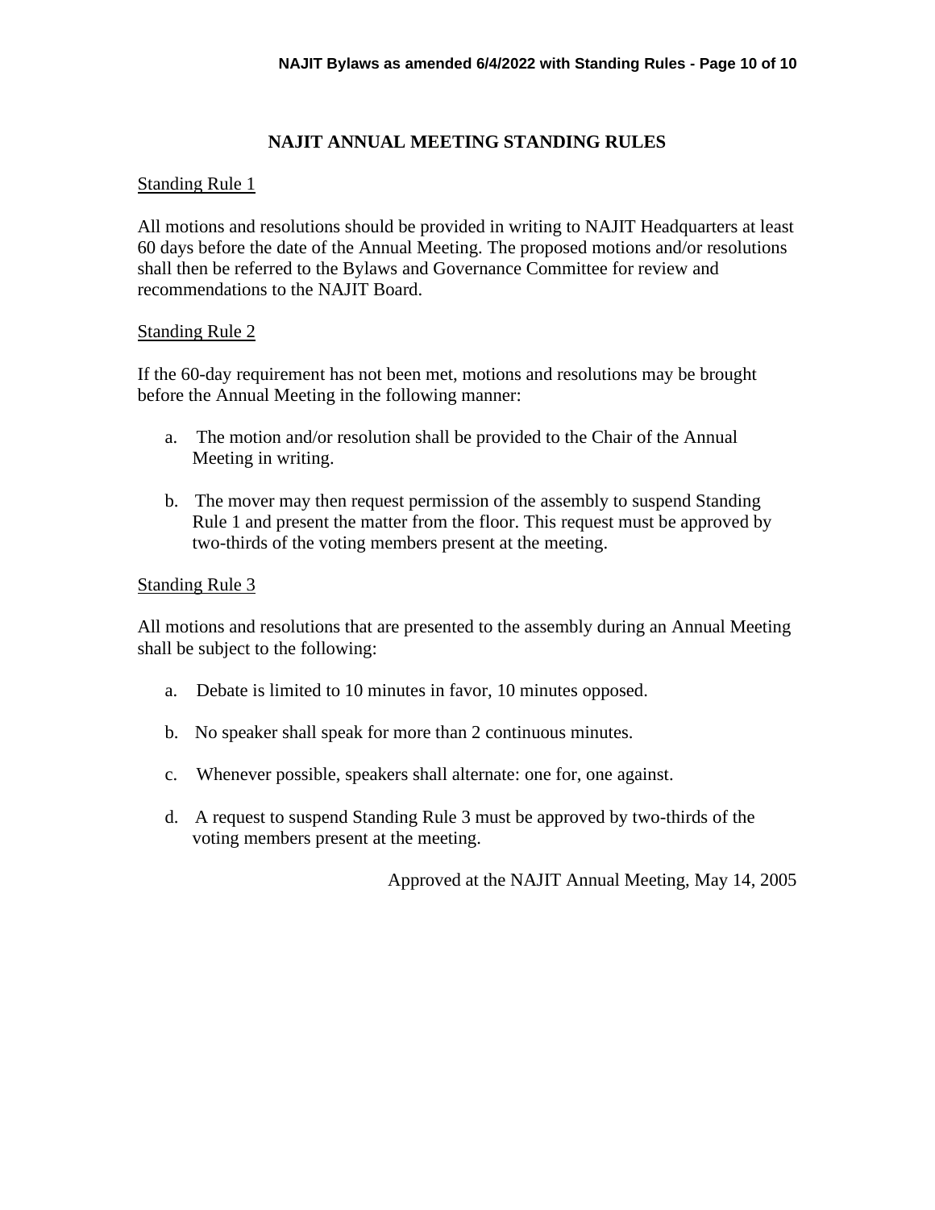# NAJIT ANNUAL MEETING STANDING RULES

Standing Rule 1

All motions and resolutions should be provided in writing to NAJIT Headquarters at least 60 days before the date of the Annual Meeting. The proposed motions and/or resolutions shall then be referred to the Bylaws and Governance Committee for review and recommendations to the NAJIT Board.

Standing Rule 2

If the 60-day requirement has not been met, motions and resolutions may be brought before the Annual Meeting in the following manner:

a. The motion and/or resolution shall be provided to the Chair of the Annual Meeting in writing.

b. The mover may then request permission of the assembly to suspend Standing Rule 1 and present the matter from the floor. This request must be approved by two-thirds of the voting members present at the meeting.

Standing Rule 3

All motions and resolutions that are presented to the assembly during an Annual Meeting shall be subject to the following:

a. Debate is limited to 10 minutes in favor, 10 minutes opposed.

b. No speaker shall speak for more than 2 continuous minutes.

c. Whenever possible, speakers shall alternate: one for, one against.

d. A request to suspend Standing Rule 3 must be approved by two-thirds of the voting members present at the meeting.

Approved at the NAJIT Annual Meeting, May 14, 2005